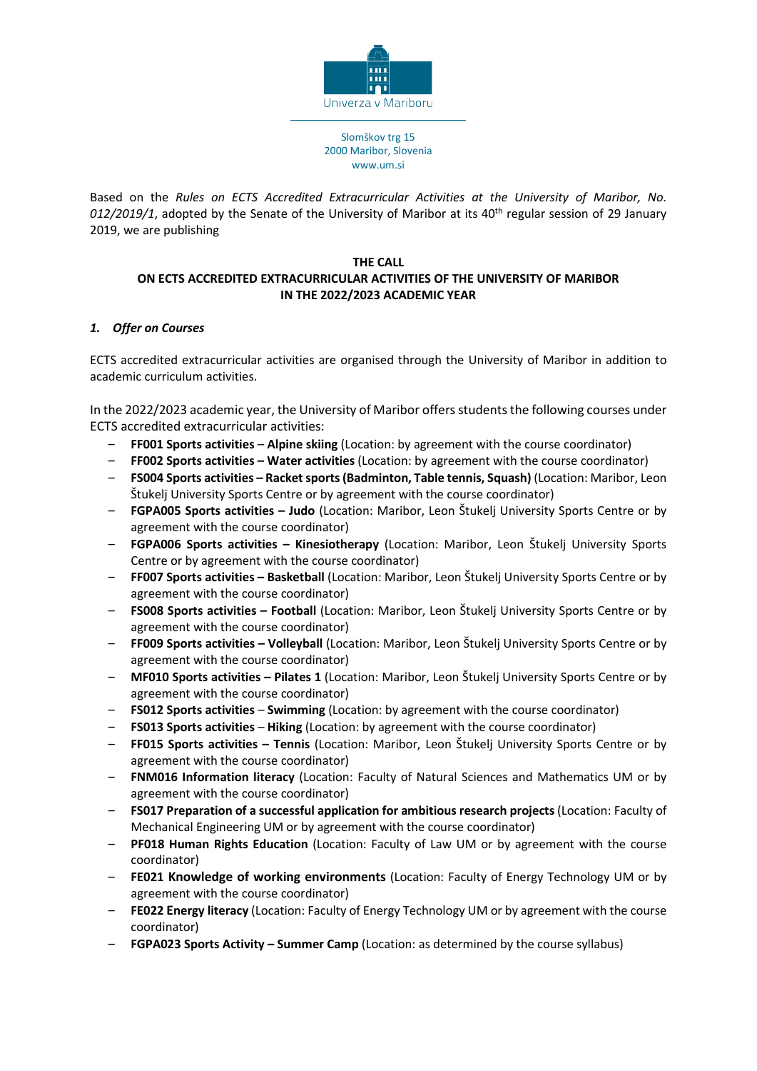Univerza v Mariboru

Slomškov trg 15
2000 Maribor, Slovenia
www.um.si

Based on the *Rules on ECTS Accredited Extracurricular Activities at the University of Maribor, No. 012/2019/1*, adopted by the Senate of the University of Maribor at its 40th regular session of 29 January 2019, we are publishing

**THE CALL**
**ON ECTS ACCREDITED EXTRACURRICULAR ACTIVITIES OF THE UNIVERSITY OF MARIBOR IN THE 2022/2023 ACADEMIC YEAR**

### *1. Offer on Courses*

ECTS accredited extracurricular activities are organised through the University of Maribor in addition to academic curriculum activities.

In the 2022/2023 academic year, the University of Maribor offers students the following courses under ECTS accredited extracurricular activities:

- **FF001 Sports activities** – **Alpine skiing** (Location: by agreement with the course coordinator)
- **FF002 Sports activities – Water activities** (Location: by agreement with the course coordinator)
- **FS004 Sports activities – Racket sports (Badminton, Table tennis, Squash)** (Location: Maribor, Leon Štukelj University Sports Centre or by agreement with the course coordinator)
- **FGPA005 Sports activities – Judo** (Location: Maribor, Leon Štukelj University Sports Centre or by agreement with the course coordinator)
- **FGPA006 Sports activities – Kinesiotherapy** (Location: Maribor, Leon Štukelj University Sports Centre or by agreement with the course coordinator)
- **FF007 Sports activities – Basketball** (Location: Maribor, Leon Štukelj University Sports Centre or by agreement with the course coordinator)
- **FS008 Sports activities – Football** (Location: Maribor, Leon Štukelj University Sports Centre or by agreement with the course coordinator)
- **FF009 Sports activities – Volleyball** (Location: Maribor, Leon Štukelj University Sports Centre or by agreement with the course coordinator)
- **MF010 Sports activities – Pilates 1** (Location: Maribor, Leon Štukelj University Sports Centre or by agreement with the course coordinator)
- **FS012 Sports activities** – **Swimming** (Location: by agreement with the course coordinator)
- **FS013 Sports activities** – **Hiking** (Location: by agreement with the course coordinator)
- **FF015 Sports activities – Tennis** (Location: Maribor, Leon Štukelj University Sports Centre or by agreement with the course coordinator)
- **FNM016 Information literacy** (Location: Faculty of Natural Sciences and Mathematics UM or by agreement with the course coordinator)
- **FS017 Preparation of a successful application for ambitious research projects** (Location: Faculty of Mechanical Engineering UM or by agreement with the course coordinator)
- **PF018 Human Rights Education** (Location: Faculty of Law UM or by agreement with the course coordinator)
- **FE021 Knowledge of working environments** (Location: Faculty of Energy Technology UM or by agreement with the course coordinator)
- **FE022 Energy literacy** (Location: Faculty of Energy Technology UM or by agreement with the course coordinator)
- **FGPA023 Sports Activity – Summer Camp** (Location: as determined by the course syllabus)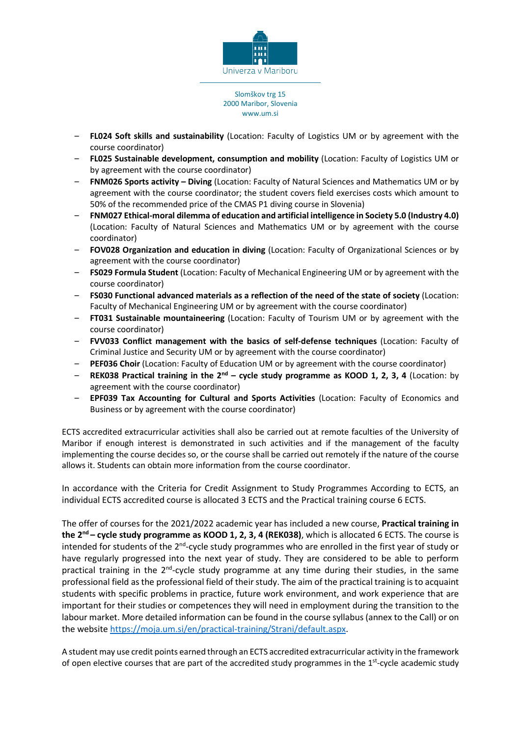- **FL024 Soft skills and sustainability** (Location: Faculty of Logistics UM or by agreement with the course coordinator)
- **FL025 Sustainable development, consumption and mobility** (Location: Faculty of Logistics UM or by agreement with the course coordinator)
- **FNM026 Sports activity – Diving** (Location: Faculty of Natural Sciences and Mathematics UM or by agreement with the course coordinator; the student covers field exercises costs which amount to 50% of the recommended price of the CMAS P1 diving course in Slovenia)
- **FNM027 Ethical-moral dilemma of education and artificial intelligence in Society 5.0 (Industry 4.0)** (Location: Faculty of Natural Sciences and Mathematics UM or by agreement with the course coordinator)
- **FOV028 Organization and education in diving** (Location: Faculty of Organizational Sciences or by agreement with the course coordinator)
- **FS029 Formula Student** (Location: Faculty of Mechanical Engineering UM or by agreement with the course coordinator)
- **FS030 Functional advanced materials as a reflection of the need of the state of society** (Location: Faculty of Mechanical Engineering UM or by agreement with the course coordinator)
- **FT031 Sustainable mountaineering** (Location: Faculty of Tourism UM or by agreement with the course coordinator)
- **FVV033 Conflict management with the basics of self-defense techniques** (Location: Faculty of Criminal Justice and Security UM or by agreement with the course coordinator)
- **PEF036 Choir** (Location: Faculty of Education UM or by agreement with the course coordinator)
- **REK038 Practical training in the 2nd – cycle study programme as KOOD 1, 2, 3, 4** (Location: by agreement with the course coordinator)
- **EPF039 Tax Accounting for Cultural and Sports Activities** (Location: Faculty of Economics and Business or by agreement with the course coordinator)

ECTS accredited extracurricular activities shall also be carried out at remote faculties of the University of Maribor if enough interest is demonstrated in such activities and if the management of the faculty implementing the course decides so, or the course shall be carried out remotely if the nature of the course allows it. Students can obtain more information from the course coordinator.

In accordance with the Criteria for Credit Assignment to Study Programmes According to ECTS, an individual ECTS accredited course is allocated 3 ECTS and the Practical training course 6 ECTS.

The offer of courses for the 2021/2022 academic year has included a new course, **Practical training in the 2nd – cycle study programme as KOOD 1, 2, 3, 4 (REK038)**, which is allocated 6 ECTS. The course is intended for students of the 2nd-cycle study programmes who are enrolled in the first year of study or have regularly progressed into the next year of study. They are considered to be able to perform practical training in the 2nd-cycle study programme at any time during their studies, in the same professional field as the professional field of their study. The aim of the practical training is to acquaint students with specific problems in practice, future work environment, and work experience that are important for their studies or competences they will need in employment during the transition to the labour market. More detailed information can be found in the course syllabus (annex to the Call) or on the website https://moja.um.si/en/practical-training/Strani/default.aspx.

A student may use credit points earned through an ECTS accredited extracurricular activity in the framework of open elective courses that are part of the accredited study programmes in the 1st-cycle academic study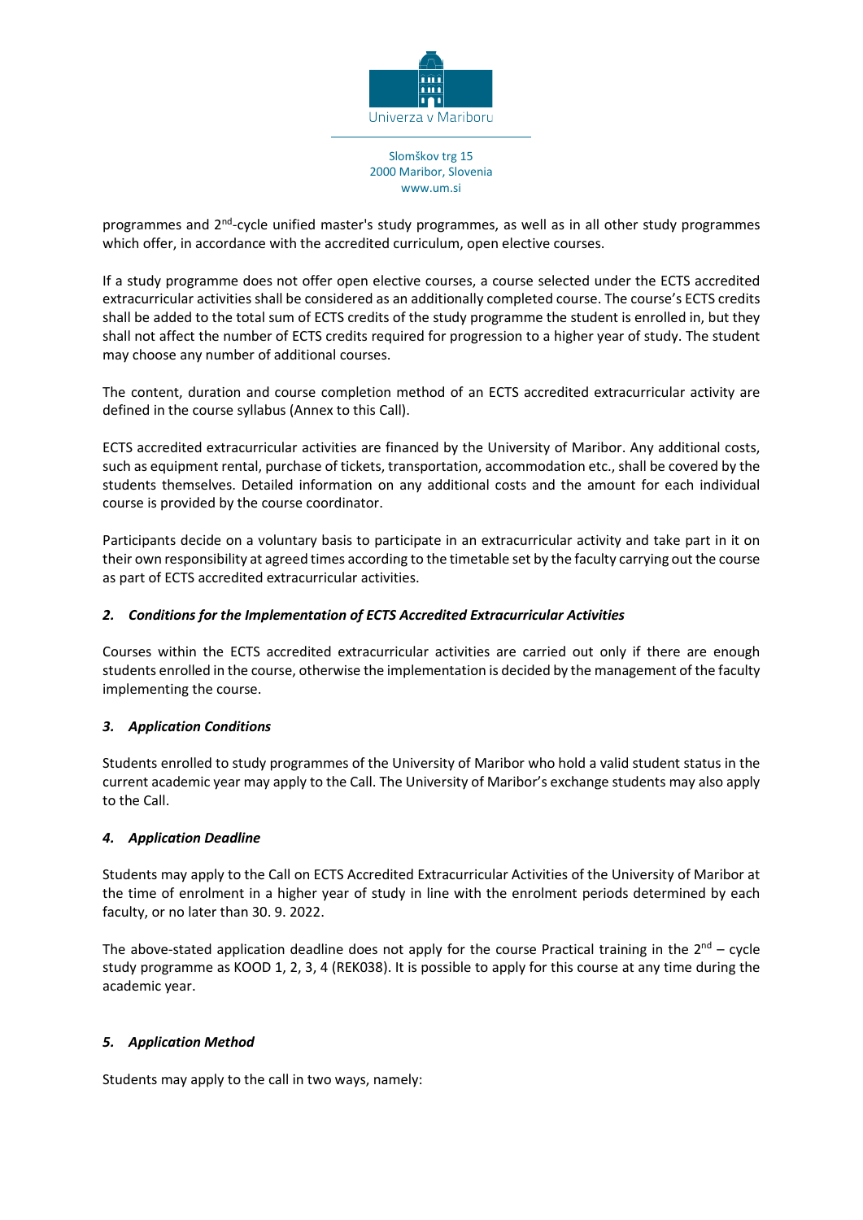programmes and 2nd-cycle unified master's study programmes, as well as in all other study programmes which offer, in accordance with the accredited curriculum, open elective courses.

If a study programme does not offer open elective courses, a course selected under the ECTS accredited extracurricular activities shall be considered as an additionally completed course. The course's ECTS credits shall be added to the total sum of ECTS credits of the study programme the student is enrolled in, but they shall not affect the number of ECTS credits required for progression to a higher year of study. The student may choose any number of additional courses.

The content, duration and course completion method of an ECTS accredited extracurricular activity are defined in the course syllabus (Annex to this Call).

ECTS accredited extracurricular activities are financed by the University of Maribor. Any additional costs, such as equipment rental, purchase of tickets, transportation, accommodation etc., shall be covered by the students themselves. Detailed information on any additional costs and the amount for each individual course is provided by the course coordinator.

Participants decide on a voluntary basis to participate in an extracurricular activity and take part in it on their own responsibility at agreed times according to the timetable set by the faculty carrying out the course as part of ECTS accredited extracurricular activities.

### *2. Conditions for the Implementation of ECTS Accredited Extracurricular Activities*

Courses within the ECTS accredited extracurricular activities are carried out only if there are enough students enrolled in the course, otherwise the implementation is decided by the management of the faculty implementing the course.

### *3. Application Conditions*

Students enrolled to study programmes of the University of Maribor who hold a valid student status in the current academic year may apply to the Call. The University of Maribor's exchange students may also apply to the Call.

### *4. Application Deadline*

Students may apply to the Call on ECTS Accredited Extracurricular Activities of the University of Maribor at the time of enrolment in a higher year of study in line with the enrolment periods determined by each faculty, or no later than 30. 9. 2022.

The above-stated application deadline does not apply for the course Practical training in the 2nd – cycle study programme as KOOD 1, 2, 3, 4 (REK038). It is possible to apply for this course at any time during the academic year.

### *5. Application Method*

Students may apply to the call in two ways, namely: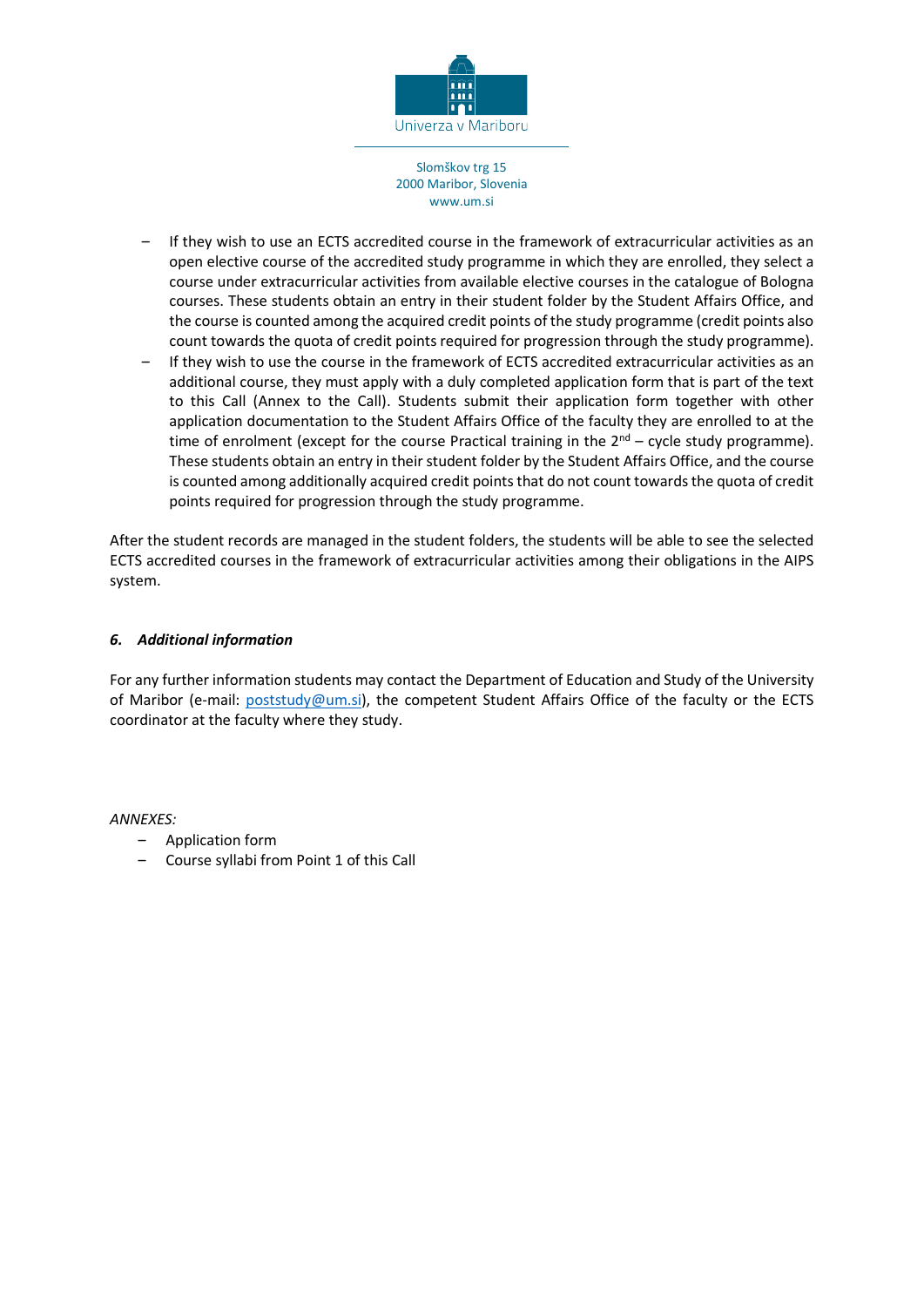- If they wish to use an ECTS accredited course in the framework of extracurricular activities as an open elective course of the accredited study programme in which they are enrolled, they select a course under extracurricular activities from available elective courses in the catalogue of Bologna courses. These students obtain an entry in their student folder by the Student Affairs Office, and the course is counted among the acquired credit points of the study programme (credit points also count towards the quota of credit points required for progression through the study programme).
- If they wish to use the course in the framework of ECTS accredited extracurricular activities as an additional course, they must apply with a duly completed application form that is part of the text to this Call (Annex to the Call). Students submit their application form together with other application documentation to the Student Affairs Office of the faculty they are enrolled to at the time of enrolment (except for the course Practical training in the 2nd – cycle study programme). These students obtain an entry in their student folder by the Student Affairs Office, and the course is counted among additionally acquired credit points that do not count towards the quota of credit points required for progression through the study programme.

After the student records are managed in the student folders, the students will be able to see the selected ECTS accredited courses in the framework of extracurricular activities among their obligations in the AIPS system.

### *6. Additional information*

For any further information students may contact the Department of Education and Study of the University of Maribor (e-mail: poststudy@um.si), the competent Student Affairs Office of the faculty or the ECTS coordinator at the faculty where they study.

*ANNEXES:*

- Application form
- Course syllabi from Point 1 of this Call